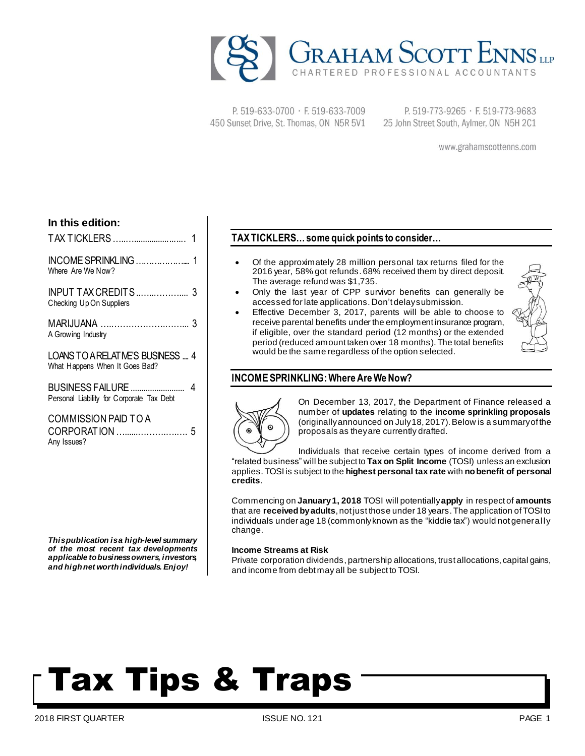# GRAHAM SCOTT ENNS LLP

CHARTERED PROFESSIONAL ACCOUNTANTS

P. 519-633-0700 · F. 519-633-7009
450 Sunset Drive, St. Thomas, ON N5R 5V1

P. 519-773-9265 · F. 519-773-9683
25 John Street South, Aylmer, ON N5H 2C1

www.grahamscottenns.com

**In this edition:**

TAX TICKLERS .......................... 1

INCOME SPRINKLING .................. 1
Where Are We Now?

INPUT TAX CREDITS .................. 3
Checking Up On Suppliers

MARIJUANA .............................. 3
A Growing Industry

LOANS TO A RELATIVE'S BUSINESS .... 4
What Happens When It Goes Bad?

BUSINESS FAILURE ........................ 4
Personal Liability for Corporate Tax Debt

COMMISSION PAID TO A CORPORATION .......................... 5
Any Issues?

***This publication is a high-level summary of the most recent tax developments applicable to business owners, investors, and high net worth individuals. Enjoy!***

## TAX TICKLERS… some quick points to consider…

- Of the approximately 28 million personal tax returns filed for the 2016 year, 58% got refunds. 68% received them by direct deposit. The average refund was $1,735.
- Only the last year of CPP survivor benefits can generally be accessed for late applications. Don't delay submission.
- Effective December 3, 2017, parents will be able to choose to receive parental benefits under the employment insurance program, if eligible, over the standard period (12 months) or the extended period (reduced amount taken over 18 months). The total benefits would be the same regardless of the option selected.

## INCOME SPRINKLING: Where Are We Now?

On December 13, 2017, the Department of Finance released a number of **updates** relating to the **income sprinkling proposals** (originally announced on July 18, 2017). Below is a summary of the proposals as they are currently drafted.

Individuals that receive certain types of income derived from a "related business" will be subject to **Tax on Split Income** (TOSI) unless an exclusion applies. TOSI is subject to the **highest personal tax rate** with **no benefit of personal credits**.

Commencing on **January 1, 2018** TOSI will potentially **apply** in respect of **amounts** that are **received by adults**, not just those under 18 years. The application of TOSI to individuals under age 18 (commonly known as the "kiddie tax") would not generally change.

**Income Streams at Risk**

Private corporation dividends, partnership allocations, trust allocations, capital gains, and income from debt may all be subject to TOSI.

# Tax Tips & Traps

2018 FIRST QUARTER — ISSUE NO. 121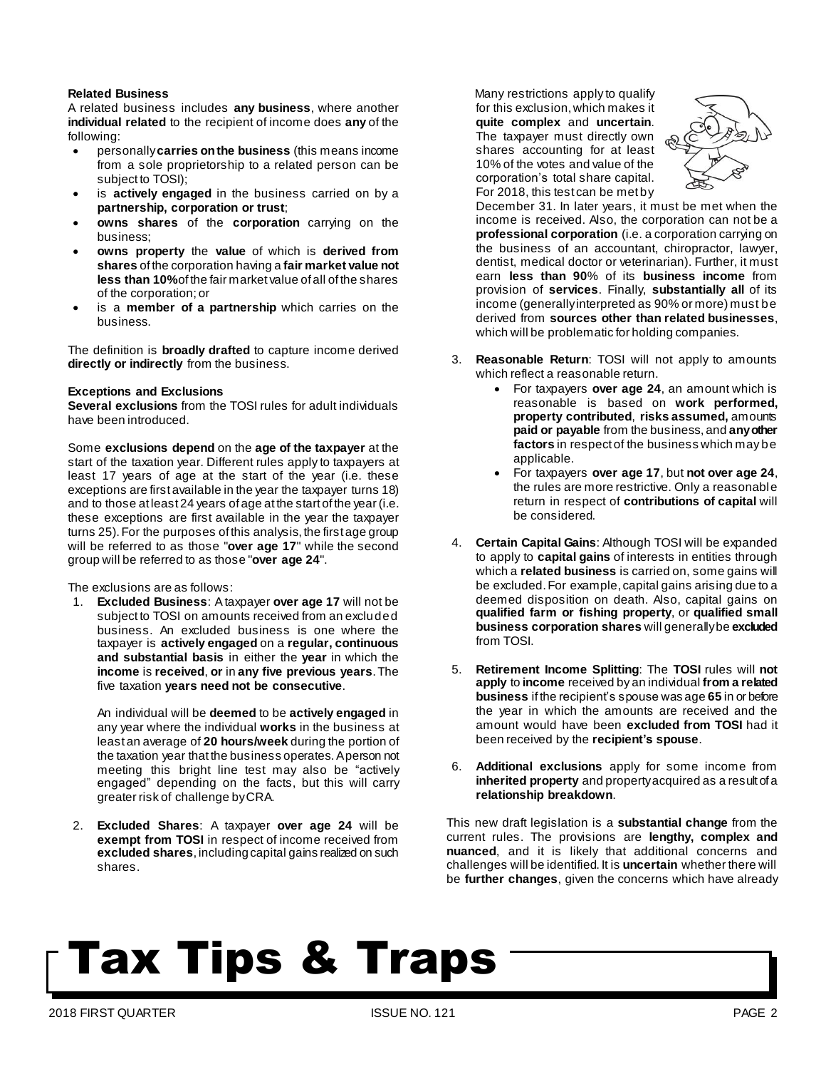**Related Business**

A related business includes **any business**, where another **individual related** to the recipient of income does **any** of the following:

- personally **carries on the business** (this means income from a sole proprietorship to a related person can be subject to TOSI);
- is **actively engaged** in the business carried on by a **partnership, corporation or trust**;
- **owns shares** of the **corporation** carrying on the business;
- **owns property** the **value** of which is **derived from shares** of the corporation having a **fair market value not less than 10%** of the fair market value of all of the shares of the corporation; or
- is a **member of a partnership** which carries on the business.

The definition is **broadly drafted** to capture income derived **directly or indirectly** from the business.

**Exceptions and Exclusions**

**Several exclusions** from the TOSI rules for adult individuals have been introduced.

Some **exclusions depend** on the **age of the taxpayer** at the start of the taxation year. Different rules apply to taxpayers at least 17 years of age at the start of the year (i.e. these exceptions are first available in the year the taxpayer turns 18) and to those at least 24 years of age at the start of the year (i.e. these exceptions are first available in the year the taxpayer turns 25). For the purposes of this analysis, the first age group will be referred to as those "**over age 17**" while the second group will be referred to as those "**over age 24**".

The exclusions are as follows:

1. **Excluded Business**: A taxpayer **over age 17** will not be subject to TOSI on amounts received from an excluded business. An excluded business is one where the taxpayer is **actively engaged** on a **regular, continuous and substantial basis** in either the **year** in which the **income** is **received**, **or** in **any five previous years**. The five taxation **years need not be consecutive**.

   An individual will be **deemed** to be **actively engaged** in any year where the individual **works** in the business at least an average of **20 hours/week** during the portion of the taxation year that the business operates. A person not meeting this bright line test may also be "actively engaged" depending on the facts, but this will carry greater risk of challenge by CRA.

2. **Excluded Shares**: A taxpayer **over age 24** will be **exempt from TOSI** in respect of income received from **excluded shares**, including capital gains realized on such shares.

   Many restrictions apply to qualify for this exclusion, which makes it **quite complex** and **uncertain**. The taxpayer must directly own shares accounting for at least 10% of the votes and value of the corporation's total share capital. For 2018, this test can be met by December 31. In later years, it must be met when the income is received. Also, the corporation can not be a **professional corporation** (i.e. a corporation carrying on the business of an accountant, chiropractor, lawyer, dentist, medical doctor or veterinarian). Further, it must earn **less than 90**% of its **business income** from provision of **services**. Finally, **substantially all** of its income (generally interpreted as 90% or more) must be derived from **sources other than related businesses**, which will be problematic for holding companies.

3. **Reasonable Return**: TOSI will not apply to amounts which reflect a reasonable return.
   - For taxpayers **over age 24**, an amount which is reasonable is based on **work performed, property contributed**, **risks assumed,** amounts **paid or payable** from the business, and **any other factors** in respect of the business which may be applicable.
   - For taxpayers **over age 17**, but **not over age 24**, the rules are more restrictive. Only a reasonable return in respect of **contributions of capital** will be considered.

4. **Certain Capital Gains**: Although TOSI will be expanded to apply to **capital gains** of interests in entities through which a **related business** is carried on, some gains will be excluded. For example, capital gains arising due to a deemed disposition on death. Also, capital gains on **qualified farm or fishing property**, or **qualified small business corporation shares** will generally be **excluded** from TOSI.

5. **Retirement Income Splitting**: The **TOSI** rules will **not apply** to **income** received by an individual **from a related business** if the recipient's spouse was age **65** in or before the year in which the amounts are received and the amount would have been **excluded from TOSI** had it been received by the **recipient's spouse**.

6. **Additional exclusions** apply for some income from **inherited property** and property acquired as a result of a **relationship breakdown**.

This new draft legislation is a **substantial change** from the current rules. The provisions are **lengthy, complex and nuanced**, and it is likely that additional concerns and challenges will be identified. It is **uncertain** whether there will be **further changes**, given the concerns which have already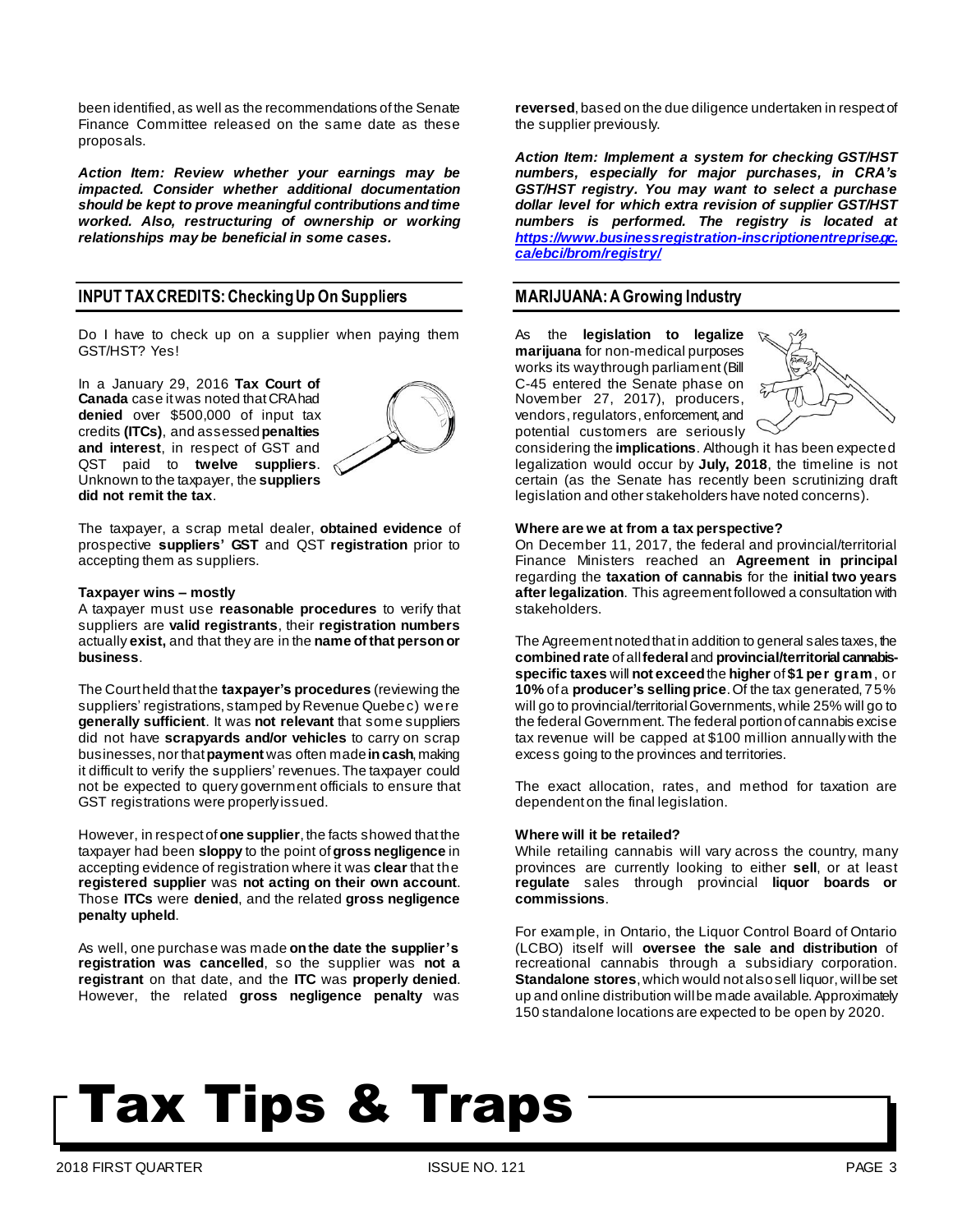been identified, as well as the recommendations of the Senate Finance Committee released on the same date as these proposals.

***Action Item: Review whether your earnings may be impacted. Consider whether additional documentation should be kept to prove meaningful contributions and time worked. Also, restructuring of ownership or working relationships may be beneficial in some cases.***

## INPUT TAX CREDITS: Checking Up On Suppliers

Do I have to check up on a supplier when paying them GST/HST? Yes!

In a January 29, 2016 **Tax Court of Canada** case it was noted that CRA had **denied** over $500,000 of input tax credits **(ITCs)**, and assessed **penalties and interest**, in respect of GST and QST paid to **twelve suppliers**. Unknown to the taxpayer, the **suppliers did not remit the tax**.

The taxpayer, a scrap metal dealer, **obtained evidence** of prospective **suppliers' GST** and QST **registration** prior to accepting them as suppliers.

**Taxpayer wins – mostly**

A taxpayer must use **reasonable procedures** to verify that suppliers are **valid registrants**, their **registration numbers** actually **exist,** and that they are in the **name of that person or business**.

The Court held that the **taxpayer's procedures** (reviewing the suppliers' registrations, stamped by Revenue Quebec) were **generally sufficient**. It was **not relevant** that some suppliers did not have **scrapyards and/or vehicles** to carry on scrap businesses, nor that **payment** was often made **in cash**, making it difficult to verify the suppliers' revenues. The taxpayer could not be expected to query government officials to ensure that GST registrations were properly issued.

However, in respect of **one supplier**, the facts showed that the taxpayer had been **sloppy** to the point of **gross negligence** in accepting evidence of registration where it was **clear** that the **registered supplier** was **not acting on their own account**. Those **ITCs** were **denied**, and the related **gross negligence penalty upheld**.

As well, one purchase was made **on the date the supplier's registration was cancelled**, so the supplier was **not a registrant** on that date, and the **ITC** was **properly denied**. However, the related **gross negligence penalty** was **reversed**, based on the due diligence undertaken in respect of the supplier previously.

***Action Item: Implement a system for checking GST/HST numbers, especially for major purchases, in CRA's GST/HST registry. You may want to select a purchase dollar level for which extra revision of supplier GST/HST numbers is performed. The registry is located at [https://www.businessregistration-inscriptionentreprise.gc.ca/ebci/brom/registry/](https://www.businessregistration-inscriptionentreprise.gc.ca/ebci/brom/registry/)***

## MARIJUANA: A Growing Industry

As the **legislation to legalize marijuana** for non-medical purposes works its way through parliament (Bill C-45 entered the Senate phase on November 27, 2017), producers, vendors, regulators, enforcement, and potential customers are seriously considering the **implications**. Although it has been expected legalization would occur by **July, 2018**, the timeline is not certain (as the Senate has recently been scrutinizing draft legislation and other stakeholders have noted concerns).

**Where are we at from a tax perspective?**

On December 11, 2017, the federal and provincial/territorial Finance Ministers reached an **Agreement in principal** regarding the **taxation of cannabis** for the **initial two years after legalization**. This agreement followed a consultation with stakeholders.

The Agreement noted that in addition to general sales taxes, the **combined rate** of all **federal** and **provincial/territorial cannabis-specific taxes** will **not exceed** the **higher** of **$1 per gram**, or **10%** of a **producer's selling price**. Of the tax generated, 75% will go to provincial/territorial Governments, while 25% will go to the federal Government. The federal portion of cannabis excise tax revenue will be capped at $100 million annually with the excess going to the provinces and territories.

The exact allocation, rates, and method for taxation are dependent on the final legislation.

**Where will it be retailed?**

While retailing cannabis will vary across the country, many provinces are currently looking to either **sell**, or at least **regulate** sales through provincial **liquor boards or commissions**.

For example, in Ontario, the Liquor Control Board of Ontario (LCBO) itself will **oversee the sale and distribution** of recreational cannabis through a subsidiary corporation. **Standalone stores**, which would not also sell liquor, will be set up and online distribution will be made available. Approximately 150 standalone locations are expected to be open by 2020.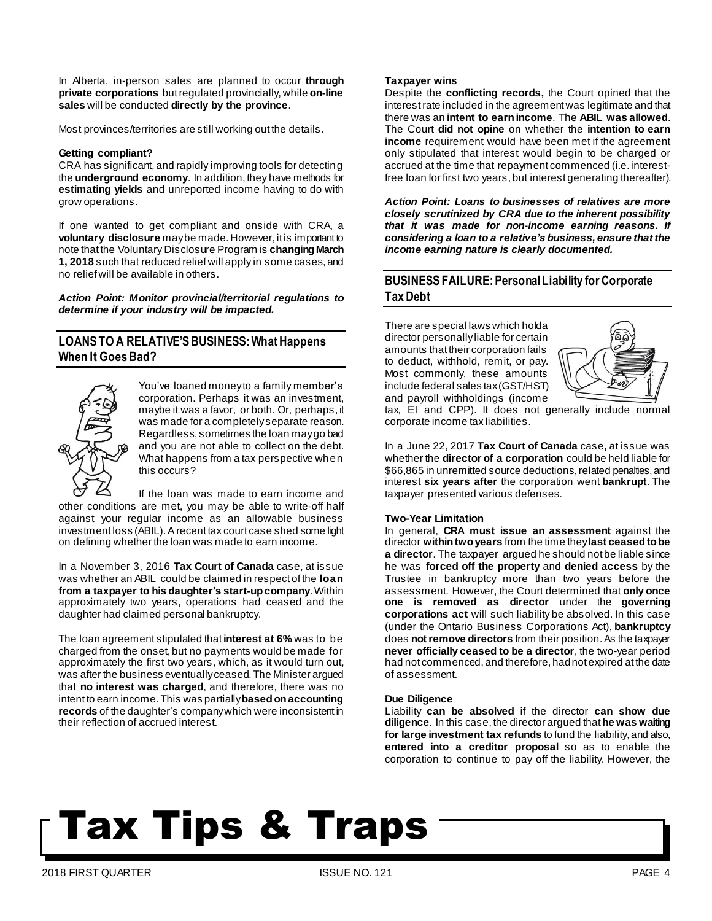In Alberta, in-person sales are planned to occur **through private corporations** but regulated provincially, while **on-line sales** will be conducted **directly by the province**.

Most provinces/territories are still working out the details.

**Getting compliant?**

CRA has significant, and rapidly improving tools for detecting the **underground economy**. In addition, they have methods for **estimating yields** and unreported income having to do with grow operations.

If one wanted to get compliant and onside with CRA, a **voluntary disclosure** may be made. However, it is important to note that the Voluntary Disclosure Program is **changing March 1, 2018** such that reduced relief will apply in some cases, and no relief will be available in others.

***Action Point: Monitor provincial/territorial regulations to determine if your industry will be impacted.***

## LOANS TO A RELATIVE'S BUSINESS: What Happens When It Goes Bad?

You've loaned money to a family member's corporation. Perhaps it was an investment, maybe it was a favor, or both. Or, perhaps, it was made for a completely separate reason. Regardless, sometimes the loan may go bad and you are not able to collect on the debt. What happens from a tax perspective when this occurs?

If the loan was made to earn income and other conditions are met, you may be able to write-off half against your regular income as an allowable business investment loss (ABIL). A recent tax court case shed some light on defining whether the loan was made to earn income.

In a November 3, 2016 **Tax Court of Canada** case, at issue was whether an ABIL could be claimed in respect of the **loan from a taxpayer to his daughter's start-up company**. Within approximately two years, operations had ceased and the daughter had claimed personal bankruptcy.

The loan agreement stipulated that **interest at 6%** was to be charged from the onset, but no payments would be made for approximately the first two years, which, as it would turn out, was after the business eventually ceased. The Minister argued that **no interest was charged**, and therefore, there was no intent to earn income. This was partially **based on accounting records** of the daughter's company which were inconsistent in their reflection of accrued interest.

**Taxpayer wins**

Despite the **conflicting records,** the Court opined that the interest rate included in the agreement was legitimate and that there was an **intent to earn income**. The **ABIL was allowed**. The Court **did not opine** on whether the **intention to earn income** requirement would have been met if the agreement only stipulated that interest would begin to be charged or accrued at the time that repayment commenced (i.e. interest-free loan for first two years, but interest generating thereafter).

***Action Point: Loans to businesses of relatives are more closely scrutinized by CRA due to the inherent possibility that it was made for non-income earning reasons. If considering a loan to a relative's business, ensure that the income earning nature is clearly documented.***

## BUSINESS FAILURE: Personal Liability for Corporate Tax Debt

There are special laws which hold a director personally liable for certain amounts that their corporation fails to deduct, withhold, remit, or pay. Most commonly, these amounts include federal sales tax (GST/HST) and payroll withholdings (income tax, EI and CPP). It does not generally include normal corporate income tax liabilities.

In a June 22, 2017 **Tax Court of Canada** case**,** at issue was whether the **director of a corporation** could be held liable for $66,865 in unremitted source deductions, related penalties, and interest **six years after** the corporation went **bankrupt**. The taxpayer presented various defenses.

**Two-Year Limitation**

In general, **CRA must issue an assessment** against the director **within two years** from the time they **last ceased to be a director**. The taxpayer argued he should not be liable since he was **forced off the property** and **denied access** by the Trustee in bankruptcy more than two years before the assessment. However, the Court determined that **only once one is removed as director** under the **governing corporations act** will such liability be absolved. In this case (under the Ontario Business Corporations Act), **bankruptcy** does **not remove directors** from their position. As the taxpayer **never officially ceased to be a director**, the two-year period had not commenced, and therefore, had not expired at the date of assessment.

**Due Diligence**

Liability **can be absolved** if the director **can show due diligence**. In this case, the director argued that **he was waiting for large investment tax refunds** to fund the liability, and also, **entered into a creditor proposal** so as to enable the corporation to continue to pay off the liability. However, the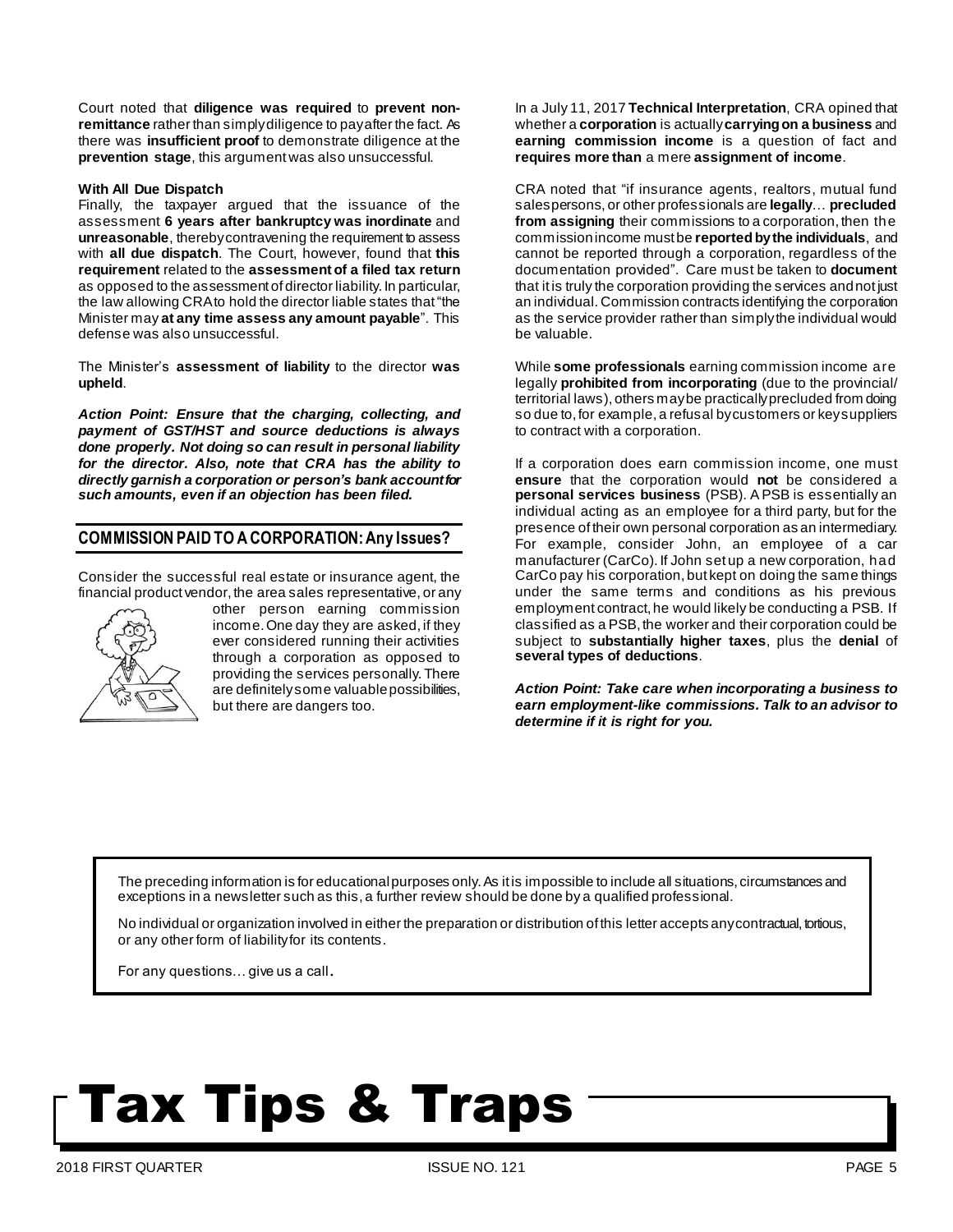Court noted that **diligence was required** to **prevent non-remittance** rather than simply diligence to pay after the fact. As there was **insufficient proof** to demonstrate diligence at the **prevention stage**, this argument was also unsuccessful.

**With All Due Dispatch**

Finally, the taxpayer argued that the issuance of the assessment **6 years after bankruptcy was inordinate** and **unreasonable**, thereby contravening the requirement to assess with **all due dispatch**. The Court, however, found that **this requirement** related to the **assessment of a filed tax return** as opposed to the assessment of director liability. In particular, the law allowing CRA to hold the director liable states that "the Minister may **at any time assess any amount payable**". This defense was also unsuccessful.

The Minister's **assessment of liability** to the director **was upheld**.

***Action Point: Ensure that the charging, collecting, and payment of GST/HST and source deductions is always done properly. Not doing so can result in personal liability for the director. Also, note that CRA has the ability to directly garnish a corporation or person's bank account for such amounts, even if an objection has been filed.***

## COMMISSION PAID TO A CORPORATION: Any Issues?

Consider the successful real estate or insurance agent, the financial product vendor, the area sales representative, or any other person earning commission income. One day they are asked, if they ever considered running their activities through a corporation as opposed to providing the services personally. There are definitely some valuable possibilities, but there are dangers too.

In a July 11, 2017 **Technical Interpretation**, CRA opined that whether a **corporation** is actually **carrying on a business** and **earning commission income** is a question of fact and **requires more than** a mere **assignment of income**.

CRA noted that "if insurance agents, realtors, mutual fund salespersons, or other professionals are **legally**… **precluded from assigning** their commissions to a corporation, then the commission income must be **reported by the individuals**, and cannot be reported through a corporation, regardless of the documentation provided". Care must be taken to **document** that it is truly the corporation providing the services and not just an individual. Commission contracts identifying the corporation as the service provider rather than simply the individual would be valuable.

While **some professionals** earning commission income are legally **prohibited from incorporating** (due to the provincial/ territorial laws), others may be practically precluded from doing so due to, for example, a refusal by customers or key suppliers to contract with a corporation.

If a corporation does earn commission income, one must **ensure** that the corporation would **not** be considered a **personal services business** (PSB). A PSB is essentially an individual acting as an employee for a third party, but for the presence of their own personal corporation as an intermediary. For example, consider John, an employee of a car manufacturer (CarCo). If John set up a new corporation, had CarCo pay his corporation, but kept on doing the same things under the same terms and conditions as his previous employment contract, he would likely be conducting a PSB. If classified as a PSB, the worker and their corporation could be subject to **substantially higher taxes**, plus the **denial** of **several types of deductions**.

***Action Point: Take care when incorporating a business to earn employment-like commissions. Talk to an advisor to determine if it is right for you.***

---

The preceding information is for educational purposes only. As it is impossible to include all situations, circumstances and exceptions in a newsletter such as this, a further review should be done by a qualified professional.

No individual or organization involved in either the preparation or distribution of this letter accepts any contractual, tortious, or any other form of liability for its contents.

For any questions… give us a call.